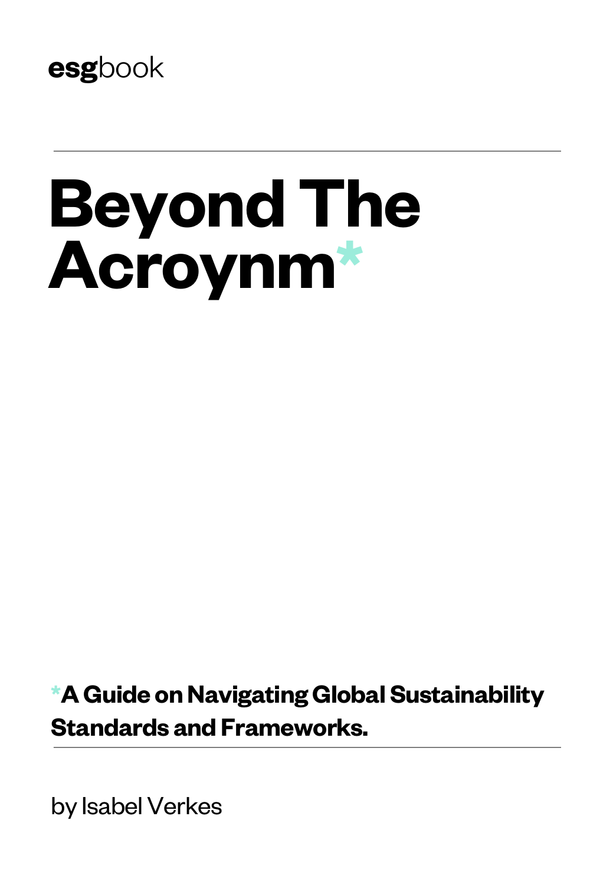**esg**book

# Beyond The Acroynm*

***A Guide on Navigating Global Sustainability Standards and Frameworks.**

by Isabel Verkes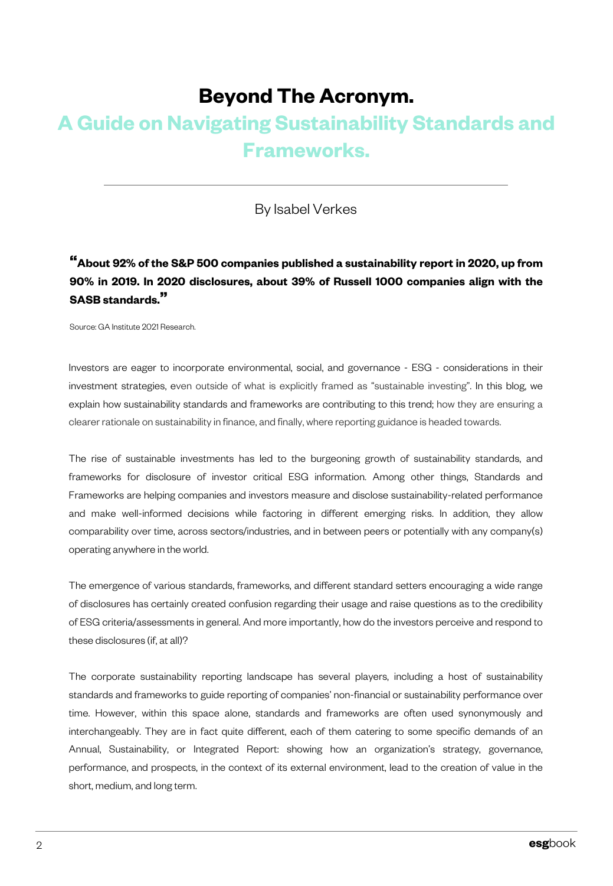# Beyond The Acronym.

## A Guide on Navigating Sustainability Standards and Frameworks.

By Isabel Verkes

**"About 92% of the S&P 500 companies published a sustainability report in 2020, up from 90% in 2019. In 2020 disclosures, about 39% of Russell 1000 companies align with the SASB standards."**

Source: GA Institute 2021 Research.

Investors are eager to incorporate environmental, social, and governance - ESG - considerations in their investment strategies, even outside of what is explicitly framed as "sustainable investing". In this blog, we explain how sustainability standards and frameworks are contributing to this trend; how they are ensuring a clearer rationale on sustainability in finance, and finally, where reporting guidance is headed towards.

The rise of sustainable investments has led to the burgeoning growth of sustainability standards, and frameworks for disclosure of investor critical ESG information. Among other things, Standards and Frameworks are helping companies and investors measure and disclose sustainability-related performance and make well-informed decisions while factoring in different emerging risks. In addition, they allow comparability over time, across sectors/industries, and in between peers or potentially with any company(s) operating anywhere in the world.

The emergence of various standards, frameworks, and different standard setters encouraging a wide range of disclosures has certainly created confusion regarding their usage and raise questions as to the credibility of ESG criteria/assessments in general. And more importantly, how do the investors perceive and respond to these disclosures (if, at all)?

The corporate sustainability reporting landscape has several players, including a host of sustainability standards and frameworks to guide reporting of companies' non-financial or sustainability performance over time. However, within this space alone, standards and frameworks are often used synonymously and interchangeably. They are in fact quite different, each of them catering to some specific demands of an Annual, Sustainability, or Integrated Report: showing how an organization's strategy, governance, performance, and prospects, in the context of its external environment, lead to the creation of value in the short, medium, and long term.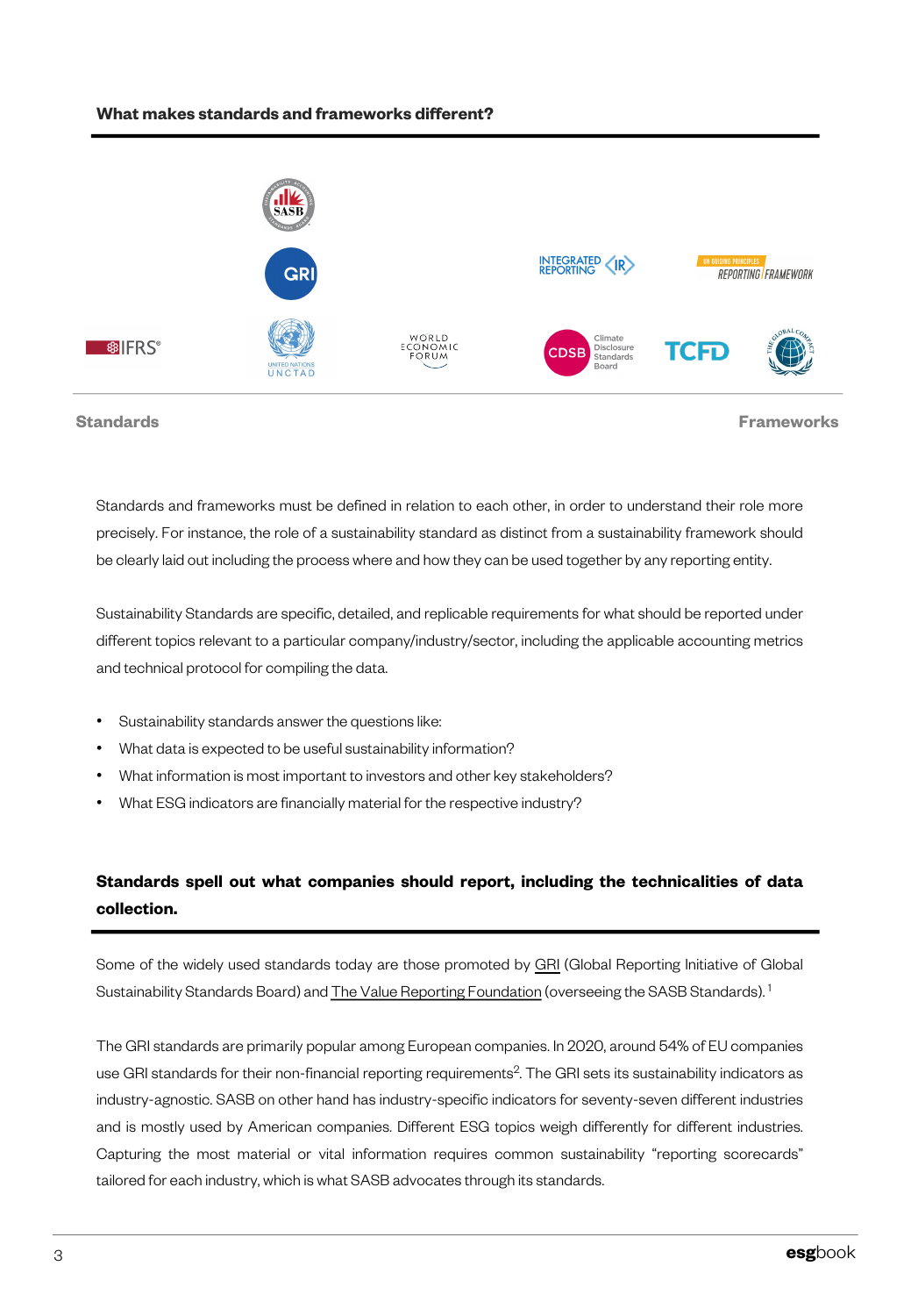**What makes standards and frameworks different?**

Standards Frameworks

Standards and frameworks must be defined in relation to each other, in order to understand their role more precisely. For instance, the role of a sustainability standard as distinct from a sustainability framework should be clearly laid out including the process where and how they can be used together by any reporting entity.

Sustainability Standards are specific, detailed, and replicable requirements for what should be reported under different topics relevant to a particular company/industry/sector, including the applicable accounting metrics and technical protocol for compiling the data.

- Sustainability standards answer the questions like:
- What data is expected to be useful sustainability information?
- What information is most important to investors and other key stakeholders?
- What ESG indicators are financially material for the respective industry?

**Standards spell out what companies should report, including the technicalities of data collection.**

Some of the widely used standards today are those promoted by GRI (Global Reporting Initiative of Global Sustainability Standards Board) and The Value Reporting Foundation (overseeing the SASB Standards).[1]

The GRI standards are primarily popular among European companies. In 2020, around 54% of EU companies use GRI standards for their non-financial reporting requirements[2]. The GRI sets its sustainability indicators as industry-agnostic. SASB on other hand has industry-specific indicators for seventy-seven different industries and is mostly used by American companies. Different ESG topics weigh differently for different industries. Capturing the most material or vital information requires common sustainability "reporting scorecards" tailored for each industry, which is what SASB advocates through its standards.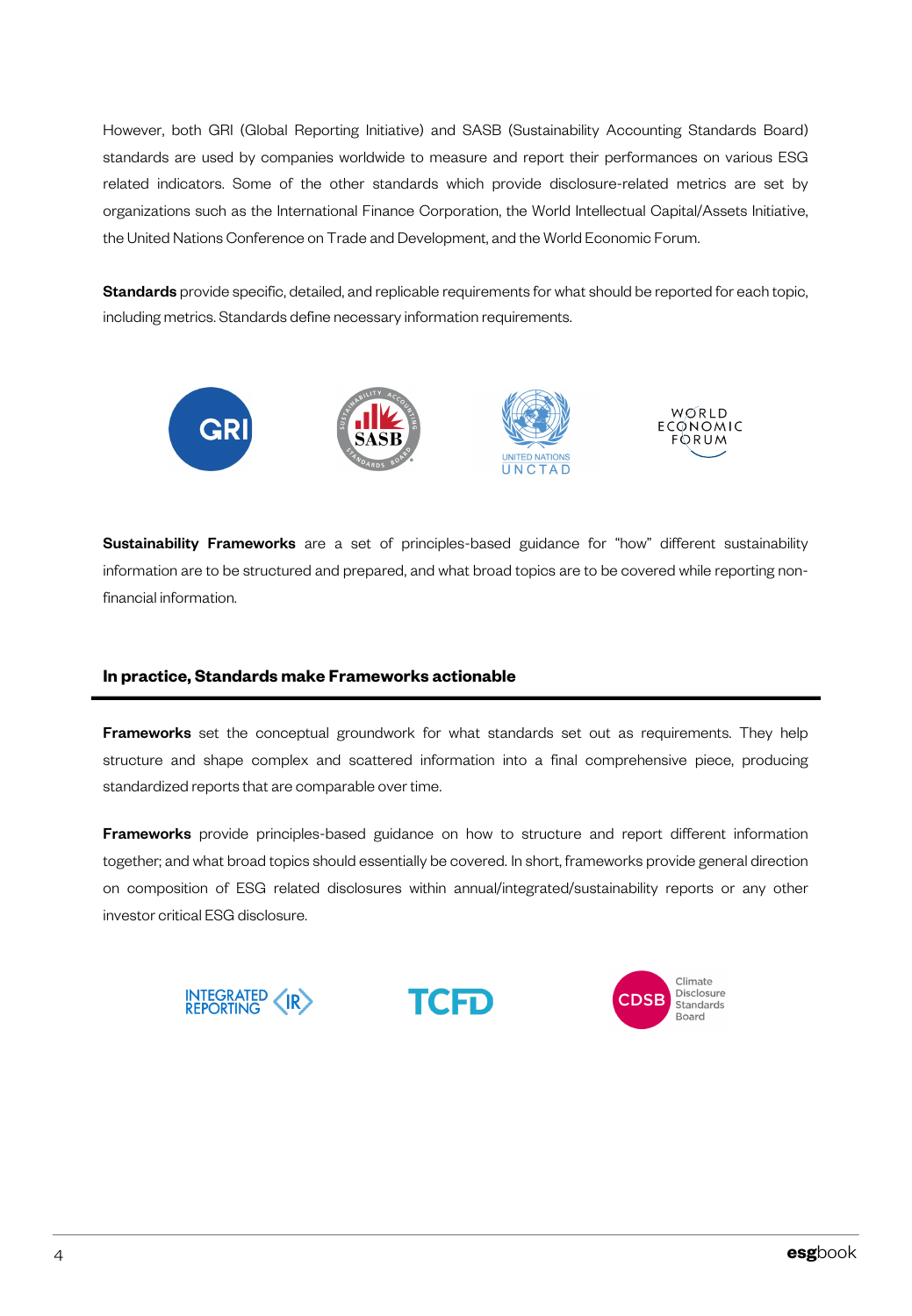However, both GRI (Global Reporting Initiative) and SASB (Sustainability Accounting Standards Board) standards are used by companies worldwide to measure and report their performances on various ESG related indicators. Some of the other standards which provide disclosure-related metrics are set by organizations such as the International Finance Corporation, the World Intellectual Capital/Assets Initiative, the United Nations Conference on Trade and Development, and the World Economic Forum.

**Standards** provide specific, detailed, and replicable requirements for what should be reported for each topic, including metrics. Standards define necessary information requirements.

**Sustainability Frameworks** are a set of principles-based guidance for "how" different sustainability information are to be structured and prepared, and what broad topics are to be covered while reporting non-financial information.

### In practice, Standards make Frameworks actionable

**Frameworks** set the conceptual groundwork for what standards set out as requirements. They help structure and shape complex and scattered information into a final comprehensive piece, producing standardized reports that are comparable over time.

**Frameworks** provide principles-based guidance on how to structure and report different information together; and what broad topics should essentially be covered. In short, frameworks provide general direction on composition of ESG related disclosures within annual/integrated/sustainability reports or any other investor critical ESG disclosure.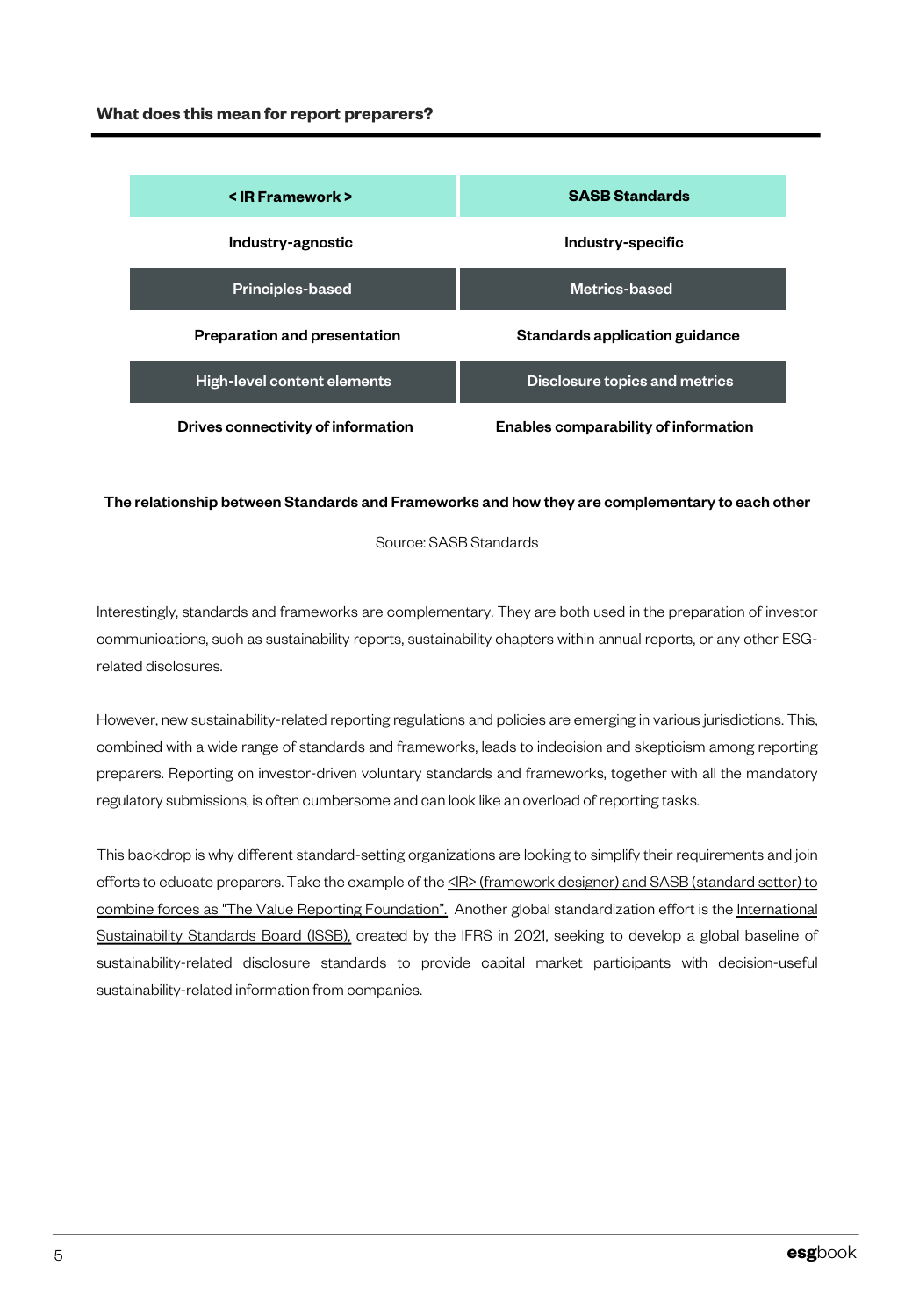### What does this mean for report preparers?

| < IR Framework > | SASB Standards |
| --- | --- |
| Industry-agnostic | Industry-specific |
| Principles-based | Metrics-based |
| Preparation and presentation | Standards application guidance |
| High-level content elements | Disclosure topics and metrics |
| Drives connectivity of information | Enables comparability of information |

**The relationship between Standards and Frameworks and how they are complementary to each other**

Source: SASB Standards

Interestingly, standards and frameworks are complementary. They are both used in the preparation of investor communications, such as sustainability reports, sustainability chapters within annual reports, or any other ESG-related disclosures.

However, new sustainability-related reporting regulations and policies are emerging in various jurisdictions. This, combined with a wide range of standards and frameworks, leads to indecision and skepticism among reporting preparers. Reporting on investor-driven voluntary standards and frameworks, together with all the mandatory regulatory submissions, is often cumbersome and can look like an overload of reporting tasks.

This backdrop is why different standard-setting organizations are looking to simplify their requirements and join efforts to educate preparers. Take the example of the <IR> (framework designer) and SASB (standard setter) to combine forces as "The Value Reporting Foundation". Another global standardization effort is the International Sustainability Standards Board (ISSB), created by the IFRS in 2021, seeking to develop a global baseline of sustainability-related disclosure standards to provide capital market participants with decision-useful sustainability-related information from companies.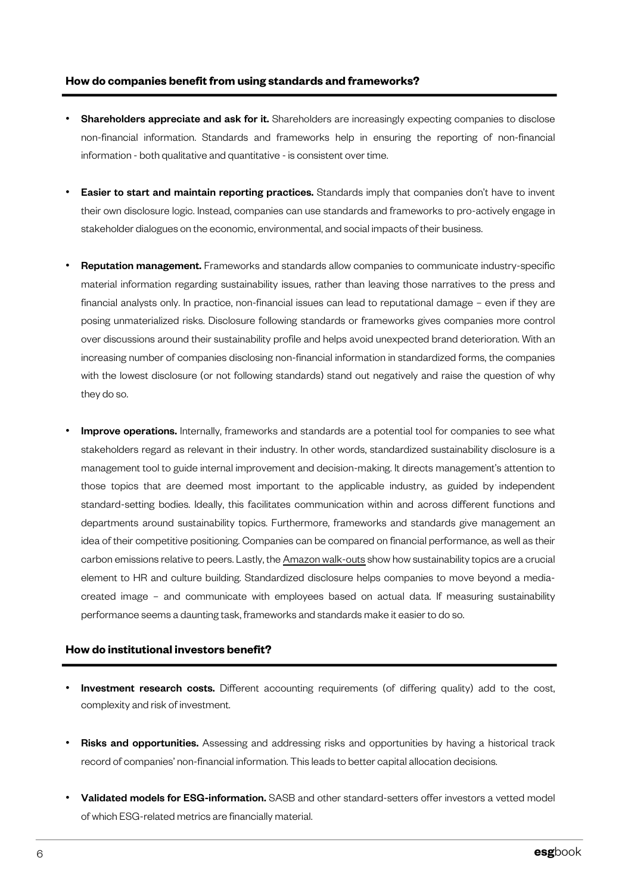### How do companies benefit from using standards and frameworks?

- **Shareholders appreciate and ask for it.** Shareholders are increasingly expecting companies to disclose non-financial information. Standards and frameworks help in ensuring the reporting of non-financial information - both qualitative and quantitative - is consistent over time.

- **Easier to start and maintain reporting practices.** Standards imply that companies don't have to invent their own disclosure logic. Instead, companies can use standards and frameworks to pro-actively engage in stakeholder dialogues on the economic, environmental, and social impacts of their business.

- **Reputation management.** Frameworks and standards allow companies to communicate industry-specific material information regarding sustainability issues, rather than leaving those narratives to the press and financial analysts only. In practice, non-financial issues can lead to reputational damage – even if they are posing unmaterialized risks. Disclosure following standards or frameworks gives companies more control over discussions around their sustainability profile and helps avoid unexpected brand deterioration. With an increasing number of companies disclosing non-financial information in standardized forms, the companies with the lowest disclosure (or not following standards) stand out negatively and raise the question of why they do so.

- **Improve operations.** Internally, frameworks and standards are a potential tool for companies to see what stakeholders regard as relevant in their industry. In other words, standardized sustainability disclosure is a management tool to guide internal improvement and decision-making. It directs management's attention to those topics that are deemed most important to the applicable industry, as guided by independent standard-setting bodies. Ideally, this facilitates communication within and across different functions and departments around sustainability topics. Furthermore, frameworks and standards give management an idea of their competitive positioning. Companies can be compared on financial performance, as well as their carbon emissions relative to peers. Lastly, the Amazon walk-outs show how sustainability topics are a crucial element to HR and culture building. Standardized disclosure helps companies to move beyond a media-created image – and communicate with employees based on actual data. If measuring sustainability performance seems a daunting task, frameworks and standards make it easier to do so.

### How do institutional investors benefit?

- **Investment research costs.** Different accounting requirements (of differing quality) add to the cost, complexity and risk of investment.

- **Risks and opportunities.** Assessing and addressing risks and opportunities by having a historical track record of companies' non-financial information. This leads to better capital allocation decisions.

- **Validated models for ESG-information.** SASB and other standard-setters offer investors a vetted model of which ESG-related metrics are financially material.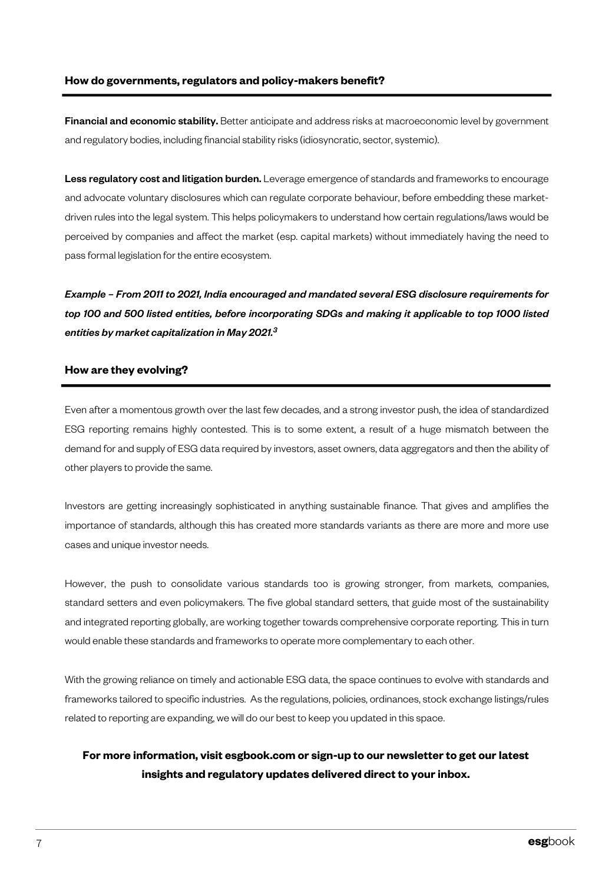### How do governments, regulators and policy-makers benefit?

**Financial and economic stability.** Better anticipate and address risks at macroeconomic level by government and regulatory bodies, including financial stability risks (idiosyncratic, sector, systemic).

**Less regulatory cost and litigation burden.** Leverage emergence of standards and frameworks to encourage and advocate voluntary disclosures which can regulate corporate behaviour, before embedding these market-driven rules into the legal system. This helps policymakers to understand how certain regulations/laws would be perceived by companies and affect the market (esp. capital markets) without immediately having the need to pass formal legislation for the entire ecosystem.

***Example – From 2011 to 2021, India encouraged and mandated several ESG disclosure requirements for top 100 and 500 listed entities, before incorporating SDGs and making it applicable to top 1000 listed entities by market capitalization in May 2021.[3]***

### How are they evolving?

Even after a momentous growth over the last few decades, and a strong investor push, the idea of standardized ESG reporting remains highly contested. This is to some extent, a result of a huge mismatch between the demand for and supply of ESG data required by investors, asset owners, data aggregators and then the ability of other players to provide the same.

Investors are getting increasingly sophisticated in anything sustainable finance. That gives and amplifies the importance of standards, although this has created more standards variants as there are more and more use cases and unique investor needs.

However, the push to consolidate various standards too is growing stronger, from markets, companies, standard setters and even policymakers. The five global standard setters, that guide most of the sustainability and integrated reporting globally, are working together towards comprehensive corporate reporting. This in turn would enable these standards and frameworks to operate more complementary to each other.

With the growing reliance on timely and actionable ESG data, the space continues to evolve with standards and frameworks tailored to specific industries. As the regulations, policies, ordinances, stock exchange listings/rules related to reporting are expanding, we will do our best to keep you updated in this space.

**For more information, visit esgbook.com or sign-up to our newsletter to get our latest insights and regulatory updates delivered direct to your inbox.**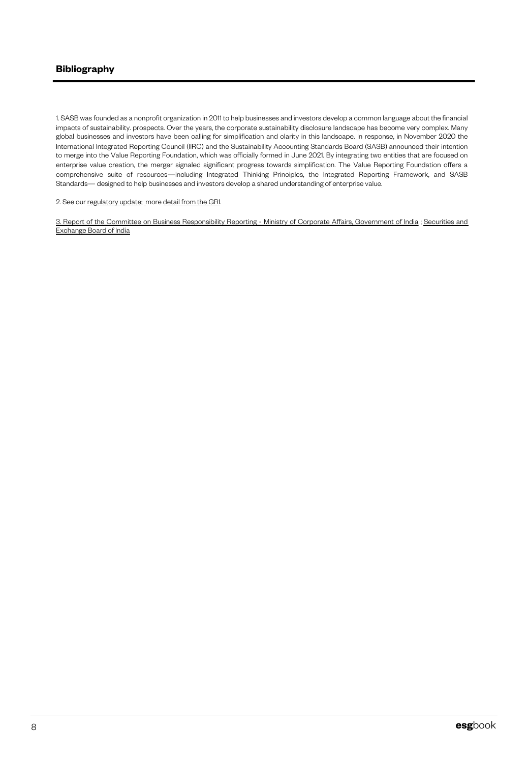## Bibliography

1. SASB was founded as a nonprofit organization in 2011 to help businesses and investors develop a common language about the financial impacts of sustainability. prospects. Over the years, the corporate sustainability disclosure landscape has become very complex. Many global businesses and investors have been calling for simplification and clarity in this landscape. In response, in November 2020 the International Integrated Reporting Council (IIRC) and the Sustainability Accounting Standards Board (SASB) announced their intention to merge into the Value Reporting Foundation, which was officially formed in June 2021. By integrating two entities that are focused on enterprise value creation, the merger signaled significant progress towards simplification. The Value Reporting Foundation offers a comprehensive suite of resources—including Integrated Thinking Principles, the Integrated Reporting Framework, and SASB Standards— designed to help businesses and investors develop a shared understanding of enterprise value.

2. See our regulatory update; more detail from the GRI.

3. Report of the Committee on Business Responsibility Reporting - Ministry of Corporate Affairs, Government of India ; Securities and Exchange Board of India